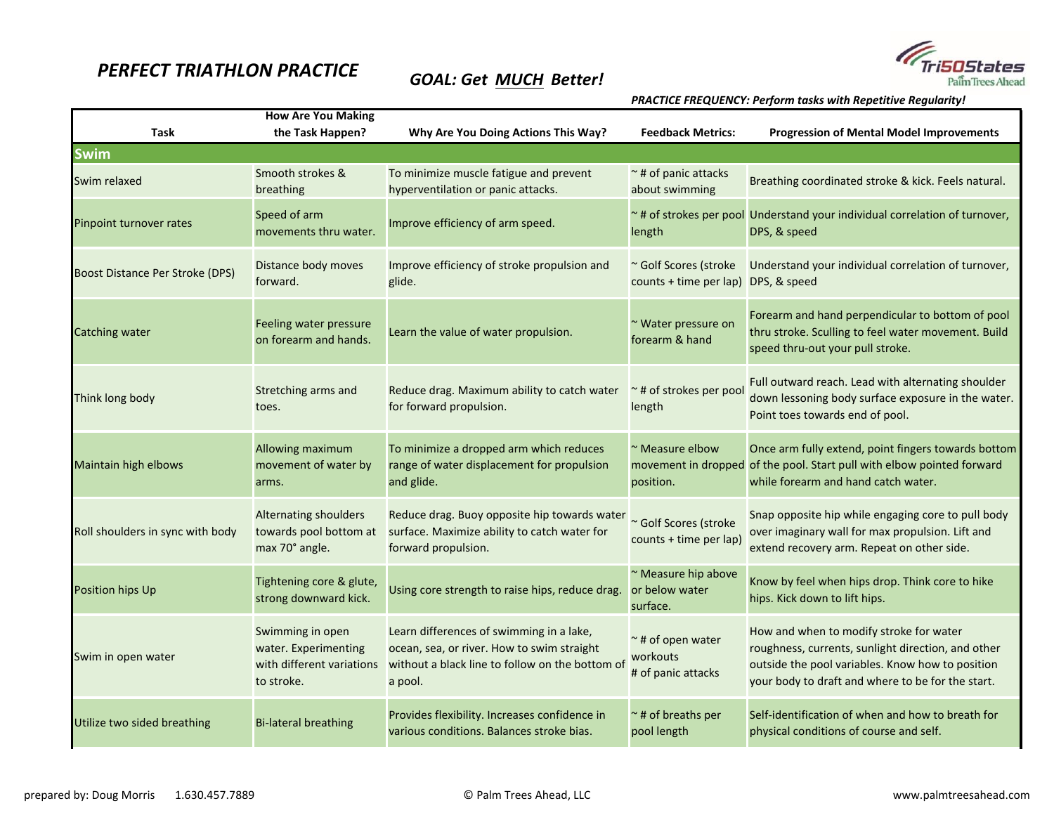# PERFECT TRIATHLON PRACTICE

**GOAL: Get <u>MUCH</u> Better!**

Tri50States
Palm Trees Ahead

***PRACTICE FREQUENCY: Perform tasks with Repetitive Regularity!***

| Task | How Are You Making the Task Happen? | Why Are You Doing Actions This Way? | Feedback Metrics: | Progression of Mental Model Improvements |
|---|---|---|---|---|
| **Swim** | | | | |
| Swim relaxed | Smooth strokes & breathing | To minimize muscle fatigue and prevent hyperventilation or panic attacks. | ~ # of panic attacks about swimming | Breathing coordinated stroke & kick. Feels natural. |
| Pinpoint turnover rates | Speed of arm movements thru water. | Improve efficiency of arm speed. | ~ # of strokes per pool length | Understand your individual correlation of turnover, DPS, & speed |
| Boost Distance Per Stroke (DPS) | Distance body moves forward. | Improve efficiency of stroke propulsion and glide. | ~ Golf Scores (stroke counts + time per lap) | Understand your individual correlation of turnover, DPS, & speed |
| Catching water | Feeling water pressure on forearm and hands. | Learn the value of water propulsion. | ~ Water pressure on forearm & hand | Forearm and hand perpendicular to bottom of pool thru stroke. Sculling to feel water movement. Build speed thru-out your pull stroke. |
| Think long body | Stretching arms and toes. | Reduce drag. Maximum ability to catch water for forward propulsion. | ~ # of strokes per pool length | Full outward reach. Lead with alternating shoulder down lessoning body surface exposure in the water. Point toes towards end of pool. |
| Maintain high elbows | Allowing maximum movement of water by arms. | To minimize a dropped arm which reduces range of water displacement for propulsion and glide. | ~ Measure elbow movement in dropped position. | Once arm fully extend, point fingers towards bottom of the pool. Start pull with elbow pointed forward while forearm and hand catch water. |
| Roll shoulders in sync with body | Alternating shoulders towards pool bottom at max 70° angle. | Reduce drag. Buoy opposite hip towards water surface. Maximize ability to catch water for forward propulsion. | ~ Golf Scores (stroke counts + time per lap) | Snap opposite hip while engaging core to pull body over imaginary wall for max propulsion. Lift and extend recovery arm. Repeat on other side. |
| Position hips Up | Tightening core & glute, strong downward kick. | Using core strength to raise hips, reduce drag. | ~ Measure hip above or below water surface. | Know by feel when hips drop. Think core to hike hips. Kick down to lift hips. |
| Swim in open water | Swimming in open water. Experimenting with different variations to stroke. | Learn differences of swimming in a lake, ocean, sea, or river. How to swim straight without a black line to follow on the bottom of a pool. | ~ # of open water workouts<br># of panic attacks | How and when to modify stroke for water roughness, currents, sunlight direction, and other outside the pool variables. Know how to position your body to draft and where to be for the start. |
| Utilize two sided breathing | Bi-lateral breathing | Provides flexibility. Increases confidence in various conditions. Balances stroke bias. | ~ # of breaths per pool length | Self-identification of when and how to breath for physical conditions of course and self. |

prepared by: Doug Morris 1.630.457.7889 © Palm Trees Ahead, LLC www.palmtreesahead.com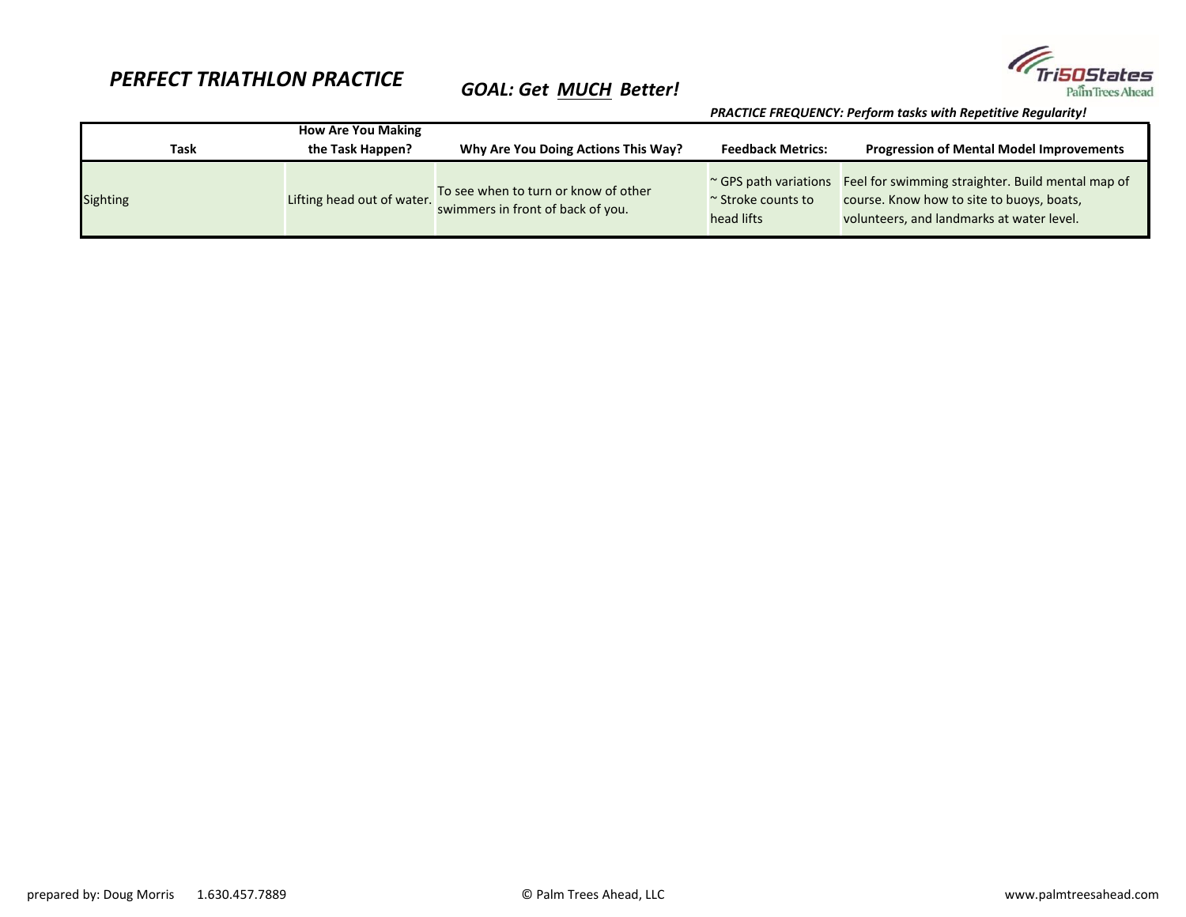**PERFECT TRIATHLON PRACTICE**

***GOAL: Get MUCH Better!***

***PRACTICE FREQUENCY: Perform tasks with Repetitive Regularity!***

| Task | How Are You Making the Task Happen? | Why Are You Doing Actions This Way? | Feedback Metrics: | Progression of Mental Model Improvements |
|---|---|---|---|---|
| Sighting | Lifting head out of water. | To see when to turn or know of other swimmers in front of back of you. | ~ GPS path variations ~ Stroke counts to head lifts | Feel for swimming straighter. Build mental map of course. Know how to site to buoys, boats, volunteers, and landmarks at water level. |

prepared by: Doug Morris 1.630.457.7889

© Palm Trees Ahead, LLC

www.palmtreesahead.com